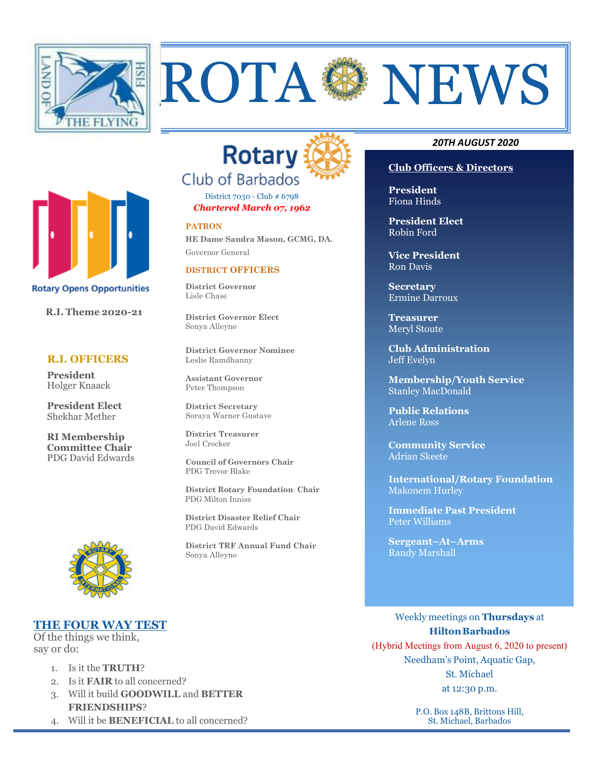# ROTA NEWS

LAND OF THE FLYING FISH

**20TH AUGUST 2020**

## Rotary Club of Barbados

District 7030 - Club # 6798

***Chartered March 07, 1962***

Rotary Opens Opportunities

**R.I. Theme 2020-21**

### R.I. OFFICERS

**President**
Holger Knaack

**President Elect**
Shekhar Mether

**RI Membership Committee Chair**
PDG David Edwards

### PATRON

**HE Dame Sandra Mason, GCMG, DA.**
Governor General

### DISTRICT OFFICERS

**District Governor**
Lisle Chase

**District Governor Elect**
Sonya Alleyne

**District Governor Nominee**
Leslie Ramdhanny

**Assistant Governor**
Peter Thompson

**District Secretary**
Soraya Warner Gustave

**District Treasurer**
Joel Crocker

**Council of Governors Chair**
PDG Trevor Blake

**District Rotary Foundation Chair**
PDG Milton Inniss

**District Disaster Relief Chair**
PDG David Edwards

**District TRF Annual Fund Chair**
Sonya Alleyne

### Club Officers & Directors

**President**
Fiona Hinds

**President Elect**
Robin Ford

**Vice President**
Ron Davis

**Secretary**
Ermine Darroux

**Treasurer**
Meryl Stoute

**Club Administration**
Jeff Evelyn

**Membership/Youth Service**
Stanley MacDonald

**Public Relations**
Arlene Ross

**Community Service**
Adrian Skeete

**International/Rotary Foundation**
Makonem Hurley

**Immediate Past President**
Peter Williams

**Sergeant–At–Arms**
Randy Marshall

### THE FOUR WAY TEST

Of the things we think, say or do:

1. Is it the **TRUTH**?
2. Is it **FAIR** to all concerned?
3. Will it build **GOODWILL** and **BETTER FRIENDSHIPS**?
4. Will it be **BENEFICIAL** to all concerned?

Weekly meetings on **Thursdays** at
**Hilton Barbados**
(Hybrid Meetings from August 6, 2020 to present)
Needham's Point, Aquatic Gap,
St. Michael
at 12:30 p.m.

P.O. Box 148B, Brittons Hill,
St. Michael, Barbados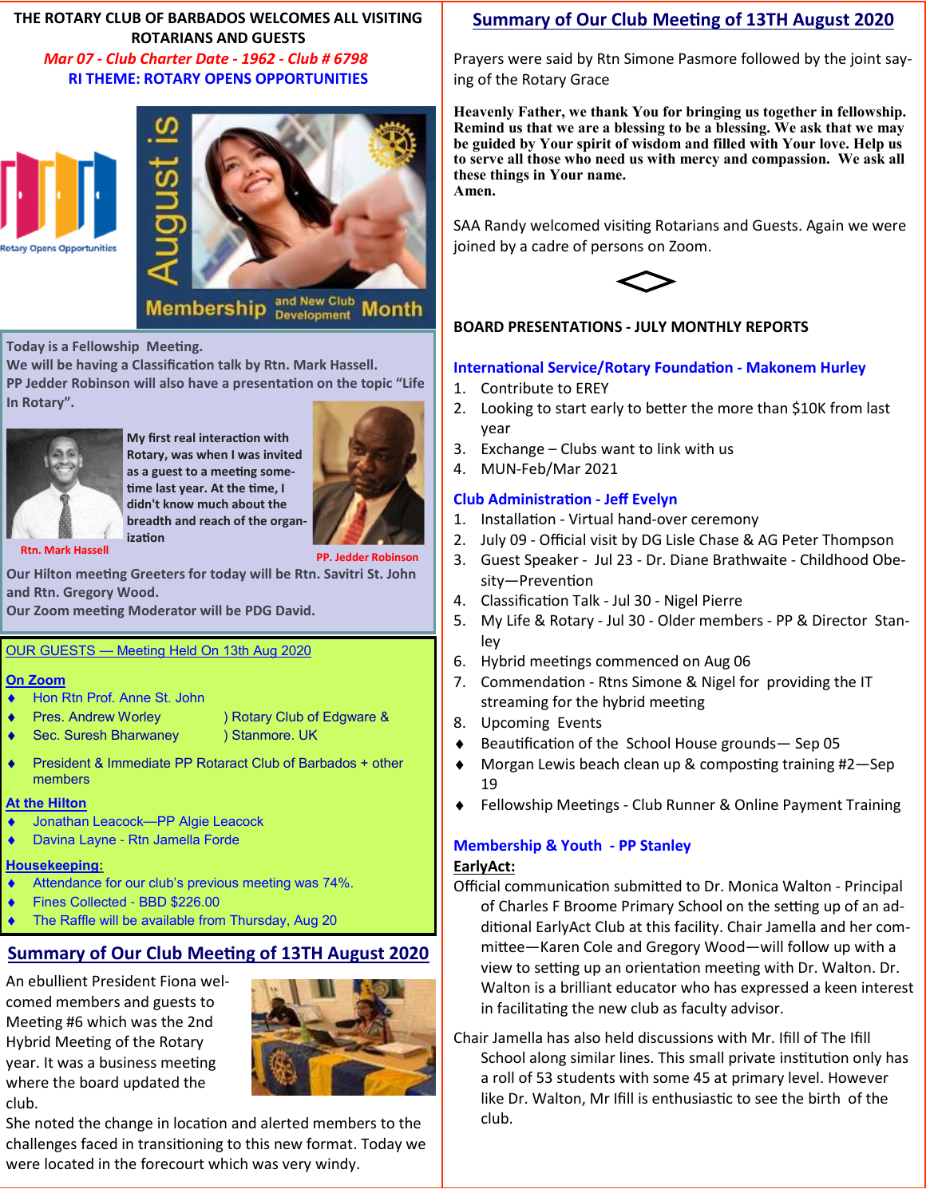**THE ROTARY CLUB OF BARBADOS WELCOMES ALL VISITING ROTARIANS AND GUESTS**

*Mar 07 - Club Charter Date - 1962 - Club # 6798*

**RI THEME: ROTARY OPENS OPPORTUNITIES**

Rotary Opens Opportunities

August is Membership and New Club Development Month

**Today is a Fellowship Meeting.**
**We will be having a Classification talk by Rtn. Mark Hassell.**
**PP Jedder Robinson will also have a presentation on the topic "Life In Rotary".**

**My first real interaction with Rotary, was when I was invited as a guest to a meeting sometime last year. At the time, I didn't know much about the breadth and reach of the organization**

**Rtn. Mark Hassell**

**PP. Jedder Robinson**

**Our Hilton meeting Greeters for today will be Rtn. Savitri St. John and Rtn. Gregory Wood.**
**Our Zoom meeting Moderator will be PDG David.**

OUR GUESTS — Meeting Held On 13th Aug 2020

**On Zoom**
- Hon Rtn Prof. Anne St. John
- Pres. Andrew Worley ) Rotary Club of Edgware &
- Sec. Suresh Bharwaney ) Stanmore. UK
- President & Immediate PP Rotaract Club of Barbados + other members

**At the Hilton**
- Jonathan Leacock—PP Algie Leacock
- Davina Layne - Rtn Jamella Forde

**Housekeeping:**
- Attendance for our club's previous meeting was 74%.
- Fines Collected - BBD $226.00
- The Raffle will be available from Thursday, Aug 20

## Summary of Our Club Meeting of 13TH August 2020

An ebullient President Fiona welcomed members and guests to Meeting #6 which was the 2nd Hybrid Meeting of the Rotary year. It was a business meeting where the board updated the club.

She noted the change in location and alerted members to the challenges faced in transitioning to this new format. Today we were located in the forecourt which was very windy.

## Summary of Our Club Meeting of 13TH August 2020

Prayers were said by Rtn Simone Pasmore followed by the joint saying of the Rotary Grace

**Heavenly Father, we thank You for bringing us together in fellowship. Remind us that we are a blessing to be a blessing. We ask that we may be guided by Your spirit of wisdom and filled with Your love. Help us to serve all those who need us with mercy and compassion. We ask all these things in Your name.**
**Amen.**

SAA Randy welcomed visiting Rotarians and Guests. Again we were joined by a cadre of persons on Zoom.

**BOARD PRESENTATIONS - JULY MONTHLY REPORTS**

### International Service/Rotary Foundation - Makonem Hurley

1. Contribute to EREY
2. Looking to start early to better the more than $10K from last year
3. Exchange – Clubs want to link with us
4. MUN-Feb/Mar 2021

### Club Administration - Jeff Evelyn

1. Installation - Virtual hand-over ceremony
2. July 09 - Official visit by DG Lisle Chase & AG Peter Thompson
3. Guest Speaker - Jul 23 - Dr. Diane Brathwaite - Childhood Obesity—Prevention
4. Classification Talk - Jul 30 - Nigel Pierre
5. My Life & Rotary - Jul 30 - Older members - PP & Director Stanley
6. Hybrid meetings commenced on Aug 06
7. Commendation - Rtns Simone & Nigel for providing the IT streaming for the hybrid meeting
8. Upcoming Events

- Beautification of the School House grounds— Sep 05
- Morgan Lewis beach clean up & composting training #2—Sep 19
- Fellowship Meetings - Club Runner & Online Payment Training

### Membership & Youth - PP Stanley

**EarlyAct:**

Official communication submitted to Dr. Monica Walton - Principal of Charles F Broome Primary School on the setting up of an additional EarlyAct Club at this facility. Chair Jamella and her committee—Karen Cole and Gregory Wood—will follow up with a view to setting up an orientation meeting with Dr. Walton. Dr. Walton is a brilliant educator who has expressed a keen interest in facilitating the new club as faculty advisor.

Chair Jamella has also held discussions with Mr. Ifill of The Ifill School along similar lines. This small private institution only has a roll of 53 students with some 45 at primary level. However like Dr. Walton, Mr Ifill is enthusiastic to see the birth of the club.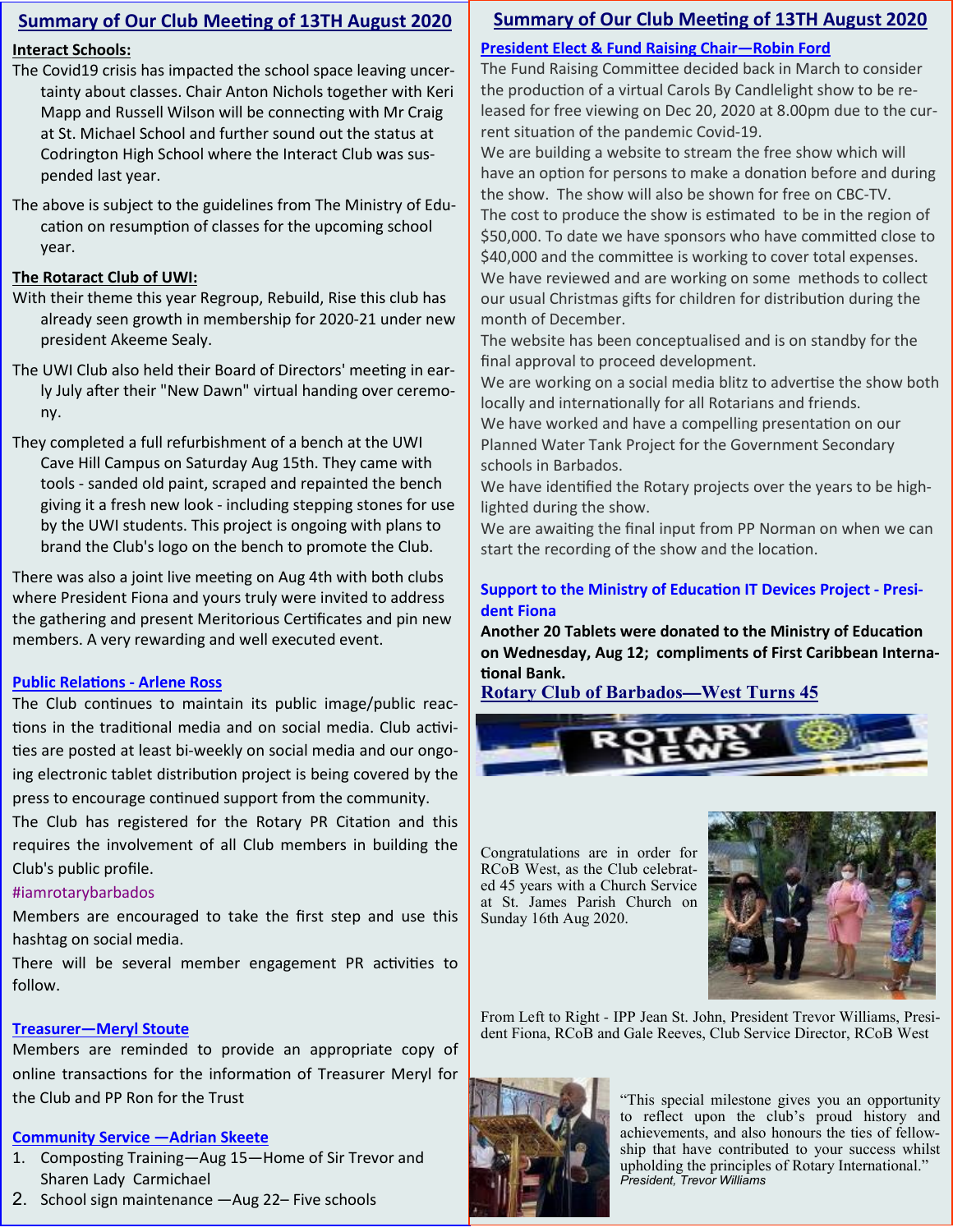## Summary of Our Club Meeting of 13TH August 2020

**Interact Schools:**

The Covid19 crisis has impacted the school space leaving uncertainty about classes. Chair Anton Nichols together with Keri Mapp and Russell Wilson will be connecting with Mr Craig at St. Michael School and further sound out the status at Codrington High School where the Interact Club was suspended last year.

The above is subject to the guidelines from The Ministry of Education on resumption of classes for the upcoming school year.

**The Rotaract Club of UWI:**

With their theme this year Regroup, Rebuild, Rise this club has already seen growth in membership for 2020-21 under new president Akeeme Sealy.

The UWI Club also held their Board of Directors' meeting in early July after their "New Dawn" virtual handing over ceremony.

They completed a full refurbishment of a bench at the UWI Cave Hill Campus on Saturday Aug 15th. They came with tools - sanded old paint, scraped and repainted the bench giving it a fresh new look - including stepping stones for use by the UWI students. This project is ongoing with plans to brand the Club's logo on the bench to promote the Club.

There was also a joint live meeting on Aug 4th with both clubs where President Fiona and yours truly were invited to address the gathering and present Meritorious Certificates and pin new members. A very rewarding and well executed event.

**Public Relations - Arlene Ross**

The Club continues to maintain its public image/public reactions in the traditional media and on social media. Club activities are posted at least bi-weekly on social media and our ongoing electronic tablet distribution project is being covered by the press to encourage continued support from the community.

The Club has registered for the Rotary PR Citation and this requires the involvement of all Club members in building the Club's public profile.

#iamrotarybarbados

Members are encouraged to take the first step and use this hashtag on social media.

There will be several member engagement PR activities to follow.

**Treasurer—Meryl Stoute**

Members are reminded to provide an appropriate copy of online transactions for the information of Treasurer Meryl for the Club and PP Ron for the Trust

**Community Service —Adrian Skeete**

1. Composting Training—Aug 15—Home of Sir Trevor and Sharen Lady Carmichael
2. School sign maintenance —Aug 22– Five schools

**President Elect & Fund Raising Chair—Robin Ford**

The Fund Raising Committee decided back in March to consider the production of a virtual Carols By Candlelight show to be released for free viewing on Dec 20, 2020 at 8.00pm due to the current situation of the pandemic Covid-19.

We are building a website to stream the free show which will have an option for persons to make a donation before and during the show. The show will also be shown for free on CBC-TV.

The cost to produce the show is estimated to be in the region of $50,000. To date we have sponsors who have committed close to $40,000 and the committee is working to cover total expenses.

We have reviewed and are working on some methods to collect our usual Christmas gifts for children for distribution during the month of December.

The website has been conceptualised and is on standby for the final approval to proceed development.

We are working on a social media blitz to advertise the show both locally and internationally for all Rotarians and friends.

We have worked and have a compelling presentation on our Planned Water Tank Project for the Government Secondary schools in Barbados.

We have identified the Rotary projects over the years to be highlighted during the show.

We are awaiting the final input from PP Norman on when we can start the recording of the show and the location.

**Support to the Ministry of Education IT Devices Project - President Fiona**

**Another 20 Tablets were donated to the Ministry of Education on Wednesday, Aug 12; compliments of First Caribbean International Bank.**

## Rotary Club of Barbados—West Turns 45

Congratulations are in order for RCoB West, as the Club celebrated 45 years with a Church Service at St. James Parish Church on Sunday 16th Aug 2020.

From Left to Right - IPP Jean St. John, President Trevor Williams, President Fiona, RCoB and Gale Reeves, Club Service Director, RCoB West

"This special milestone gives you an opportunity to reflect upon the club's proud history and achievements, and also honours the ties of fellowship that have contributed to your success whilst upholding the principles of Rotary International."
*President, Trevor Williams*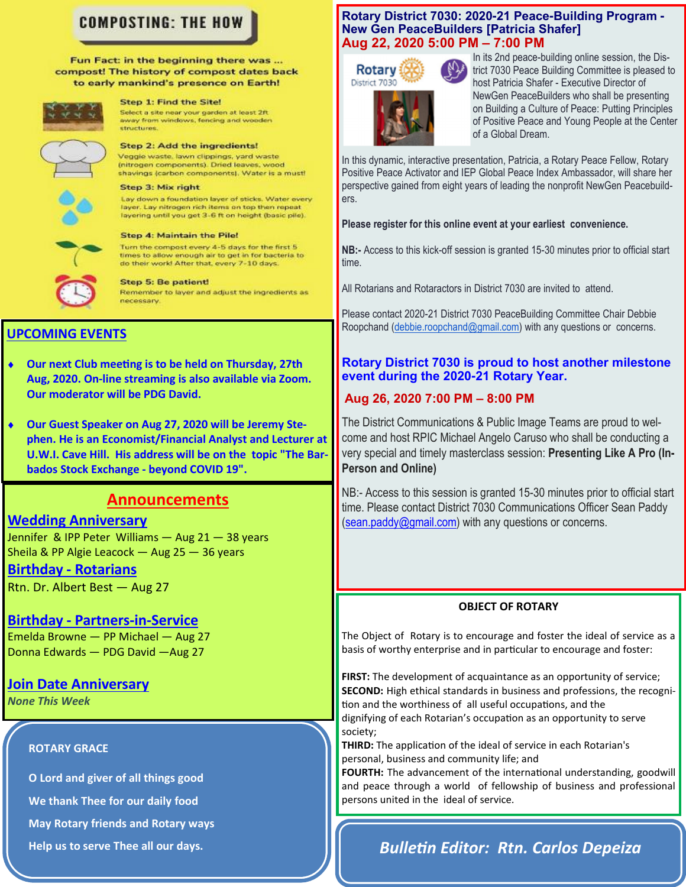## COMPOSTING: THE HOW

Fun Fact: in the beginning there was ... compost! The history of compost dates back to early mankind's presence on Earth!

**Step 1: Find the Site!**
Select a site near your garden at least 2ft away from windows, fencing and wooden structures.

**Step 2: Add the ingredients!**
Veggie waste, lawn clippings, yard waste (nitrogen components). Dried leaves, wood shavings (carbon components). Water is a must!

**Step 3: Mix right**
Lay down a foundation layer of sticks. Water every layer. Lay nitrogen rich items on top then repeat layering until you get 3-6 ft on height (basic pile).

**Step 4: Maintain the Pile!**
Turn the compost every 4-5 days for the first 5 times to allow enough air to get in for bacteria to do their work! After that, every 7-10 days.

**Step 5: Be patient!**
Remember to layer and adjust the ingredients as necessary.

## UPCOMING EVENTS

- **Our next Club meeting is to be held on Thursday, 27th Aug, 2020. On-line streaming is also available via Zoom. Our moderator will be PDG David.**
- **Our Guest Speaker on Aug 27, 2020 will be Jeremy Stephen. He is an Economist/Financial Analyst and Lecturer at U.W.I. Cave Hill. His address will be on the topic "The Barbados Stock Exchange - beyond COVID 19".**

## Announcements

### Wedding Anniversary

Jennifer & IPP Peter Williams — Aug 21 — 38 years
Sheila & PP Algie Leacock — Aug 25 — 36 years

### Birthday - Rotarians

Rtn. Dr. Albert Best — Aug 27

### Birthday - Partners-in-Service

Emelda Browne — PP Michael — Aug 27
Donna Edwards — PDG David —Aug 27

### Join Date Anniversary

*None This Week*

## ROTARY GRACE

O Lord and giver of all things good
We thank Thee for our daily food
May Rotary friends and Rotary ways
Help us to serve Thee all our days.

## Rotary District 7030: 2020-21 Peace-Building Program - New Gen PeaceBuilders [Patricia Shafer]

**Aug 22, 2020 5:00 PM – 7:00 PM**

In its 2nd peace-building online session, the District 7030 Peace Building Committee is pleased to host Patricia Shafer - Executive Director of NewGen PeaceBuilders who shall be presenting on Building a Culture of Peace: Putting Principles of Positive Peace and Young People at the Center of a Global Dream.

In this dynamic, interactive presentation, Patricia, a Rotary Peace Fellow, Rotary Positive Peace Activator and IEP Global Peace Index Ambassador, will share her perspective gained from eight years of leading the nonprofit NewGen Peacebuilders.

**Please register for this online event at your earliest convenience.**

**NB:-** Access to this kick-off session is granted 15-30 minutes prior to official start time.

All Rotarians and Rotaractors in District 7030 are invited to attend.

Please contact 2020-21 District 7030 PeaceBuilding Committee Chair Debbie Roopchand (debbie.roopchand@gmail.com) with any questions or concerns.

## Rotary District 7030 is proud to host another milestone event during the 2020-21 Rotary Year.

**Aug 26, 2020 7:00 PM – 8:00 PM**

The District Communications & Public Image Teams are proud to welcome and host RPIC Michael Angelo Caruso who shall be conducting a very special and timely masterclass session: **Presenting Like A Pro (In-Person and Online)**

NB:- Access to this session is granted 15-30 minutes prior to official start time. Please contact District 7030 Communications Officer Sean Paddy (sean.paddy@gmail.com) with any questions or concerns.

## OBJECT OF ROTARY

The Object of Rotary is to encourage and foster the ideal of service as a basis of worthy enterprise and in particular to encourage and foster:

**FIRST:** The development of acquaintance as an opportunity of service;
**SECOND:** High ethical standards in business and professions, the recognition and the worthiness of all useful occupations, and the dignifying of each Rotarian's occupation as an opportunity to serve society;
**THIRD:** The application of the ideal of service in each Rotarian's personal, business and community life; and
**FOURTH:** The advancement of the international understanding, goodwill and peace through a world of fellowship of business and professional persons united in the ideal of service.

***Bulletin Editor: Rtn. Carlos Depeiza***